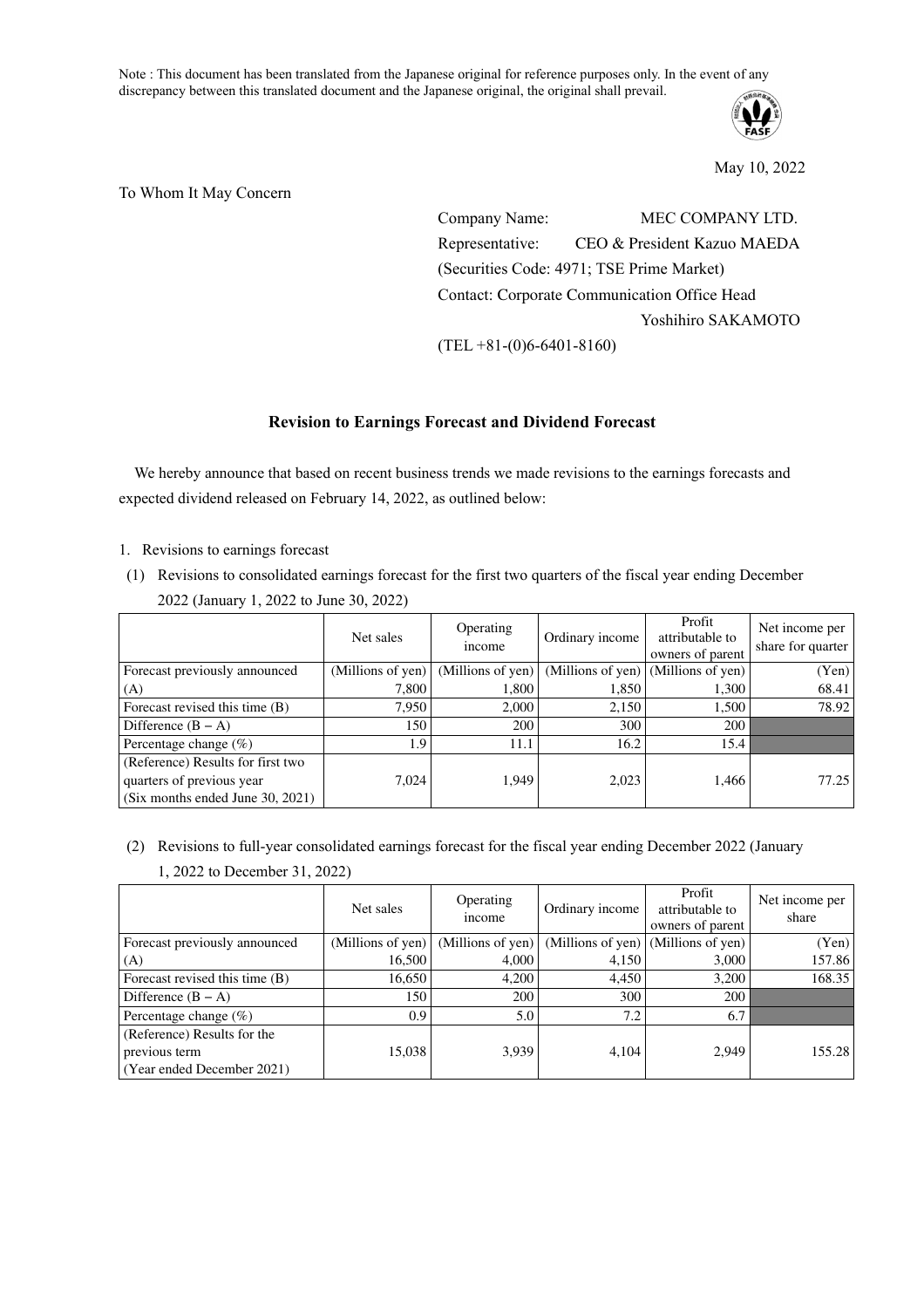Note : This document has been translated from the Japanese original for reference purposes only. In the event of any discrepancy between this translated document and the Japanese original, the original shall prevail.

May 10, 2022

To Whom It May Concern

Company Name: MEC COMPANY LTD.
Representative: CEO & President Kazuo MAEDA
(Securities Code: 4971; TSE Prime Market)
Contact: Corporate Communication Office Head Yoshihiro SAKAMOTO
(TEL +81-(0)6-6401-8160)

## Revision to Earnings Forecast and Dividend Forecast

We hereby announce that based on recent business trends we made revisions to the earnings forecasts and expected dividend released on February 14, 2022, as outlined below:

1. Revisions to earnings forecast

(1) Revisions to consolidated earnings forecast for the first two quarters of the fiscal year ending December 2022 (January 1, 2022 to June 30, 2022)

| | Net sales | Operating income | Ordinary income | Profit attributable to owners of parent | Net income per share for quarter |
|---|---|---|---|---|---|
| Forecast previously announced (A) | (Millions of yen) 7,800 | (Millions of yen) 1,800 | (Millions of yen) 1,850 | (Millions of yen) 1,300 | (Yen) 68.41 |
| Forecast revised this time (B) | 7,950 | 2,000 | 2,150 | 1,500 | 78.92 |
| Difference (B − A) | 150 | 200 | 300 | 200 | |
| Percentage change (%) | 1.9 | 11.1 | 16.2 | 15.4 | |
| (Reference) Results for first two quarters of previous year (Six months ended June 30, 2021) | 7,024 | 1,949 | 2,023 | 1,466 | 77.25 |

(2) Revisions to full-year consolidated earnings forecast for the fiscal year ending December 2022 (January 1, 2022 to December 31, 2022)

| | Net sales | Operating income | Ordinary income | Profit attributable to owners of parent | Net income per share |
|---|---|---|---|---|---|
| Forecast previously announced (A) | (Millions of yen) 16,500 | (Millions of yen) 4,000 | (Millions of yen) 4,150 | (Millions of yen) 3,000 | (Yen) 157.86 |
| Forecast revised this time (B) | 16,650 | 4,200 | 4,450 | 3,200 | 168.35 |
| Difference (B − A) | 150 | 200 | 300 | 200 | |
| Percentage change (%) | 0.9 | 5.0 | 7.2 | 6.7 | |
| (Reference) Results for the previous term (Year ended December 2021) | 15,038 | 3,939 | 4,104 | 2,949 | 155.28 |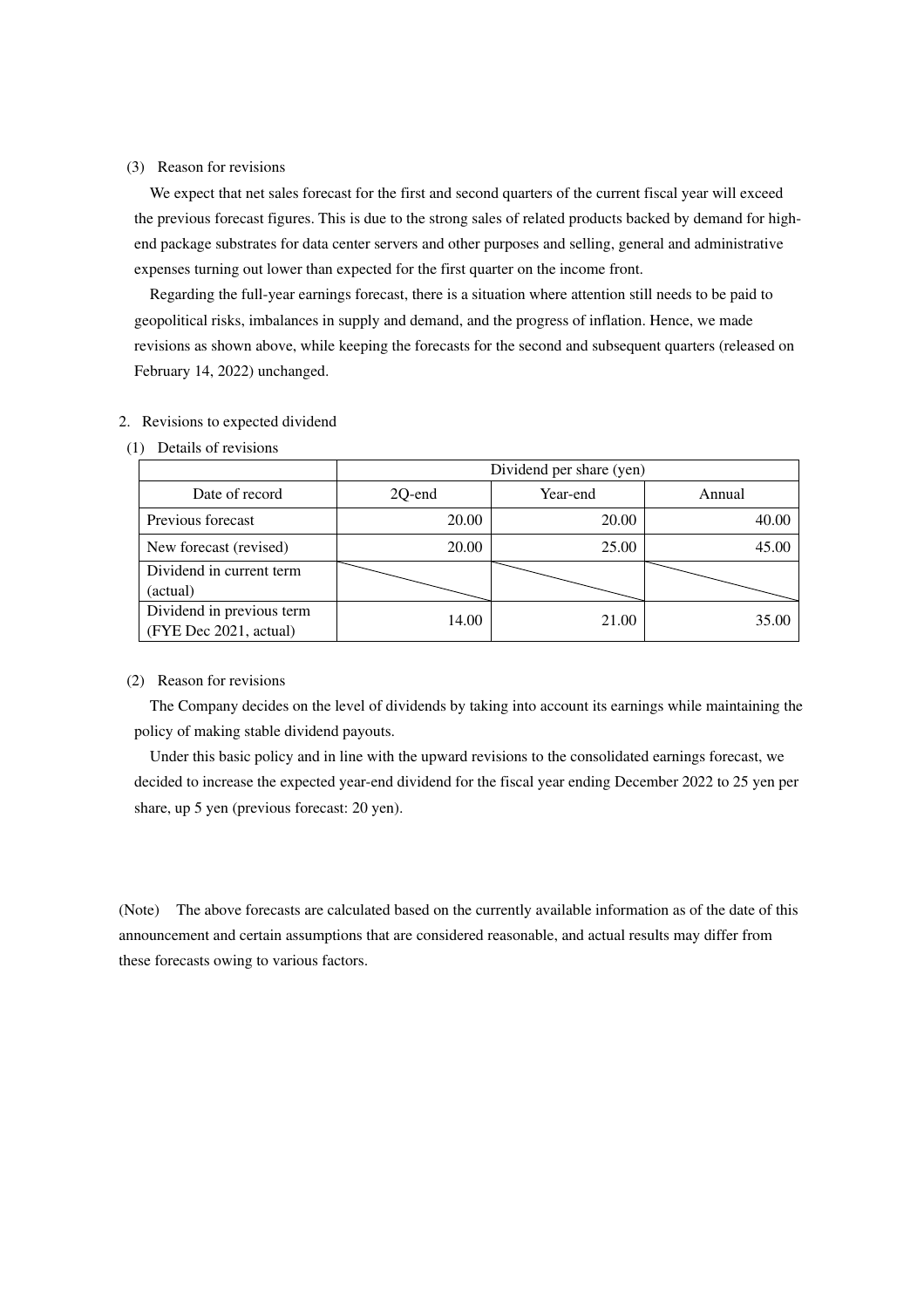(3) Reason for revisions

We expect that net sales forecast for the first and second quarters of the current fiscal year will exceed the previous forecast figures. This is due to the strong sales of related products backed by demand for high-end package substrates for data center servers and other purposes and selling, general and administrative expenses turning out lower than expected for the first quarter on the income front.

Regarding the full-year earnings forecast, there is a situation where attention still needs to be paid to geopolitical risks, imbalances in supply and demand, and the progress of inflation. Hence, we made revisions as shown above, while keeping the forecasts for the second and subsequent quarters (released on February 14, 2022) unchanged.

2. Revisions to expected dividend

(1) Details of revisions

| | Dividend per share (yen) | | |
|---|---|---|---|
| Date of record | 2Q-end | Year-end | Annual |
| Previous forecast | 20.00 | 20.00 | 40.00 |
| New forecast (revised) | 20.00 | 25.00 | 45.00 |
| Dividend in current term (actual) | | | |
| Dividend in previous term (FYE Dec 2021, actual) | 14.00 | 21.00 | 35.00 |

(2) Reason for revisions

The Company decides on the level of dividends by taking into account its earnings while maintaining the policy of making stable dividend payouts.

Under this basic policy and in line with the upward revisions to the consolidated earnings forecast, we decided to increase the expected year-end dividend for the fiscal year ending December 2022 to 25 yen per share, up 5 yen (previous forecast: 20 yen).

(Note) The above forecasts are calculated based on the currently available information as of the date of this announcement and certain assumptions that are considered reasonable, and actual results may differ from these forecasts owing to various factors.